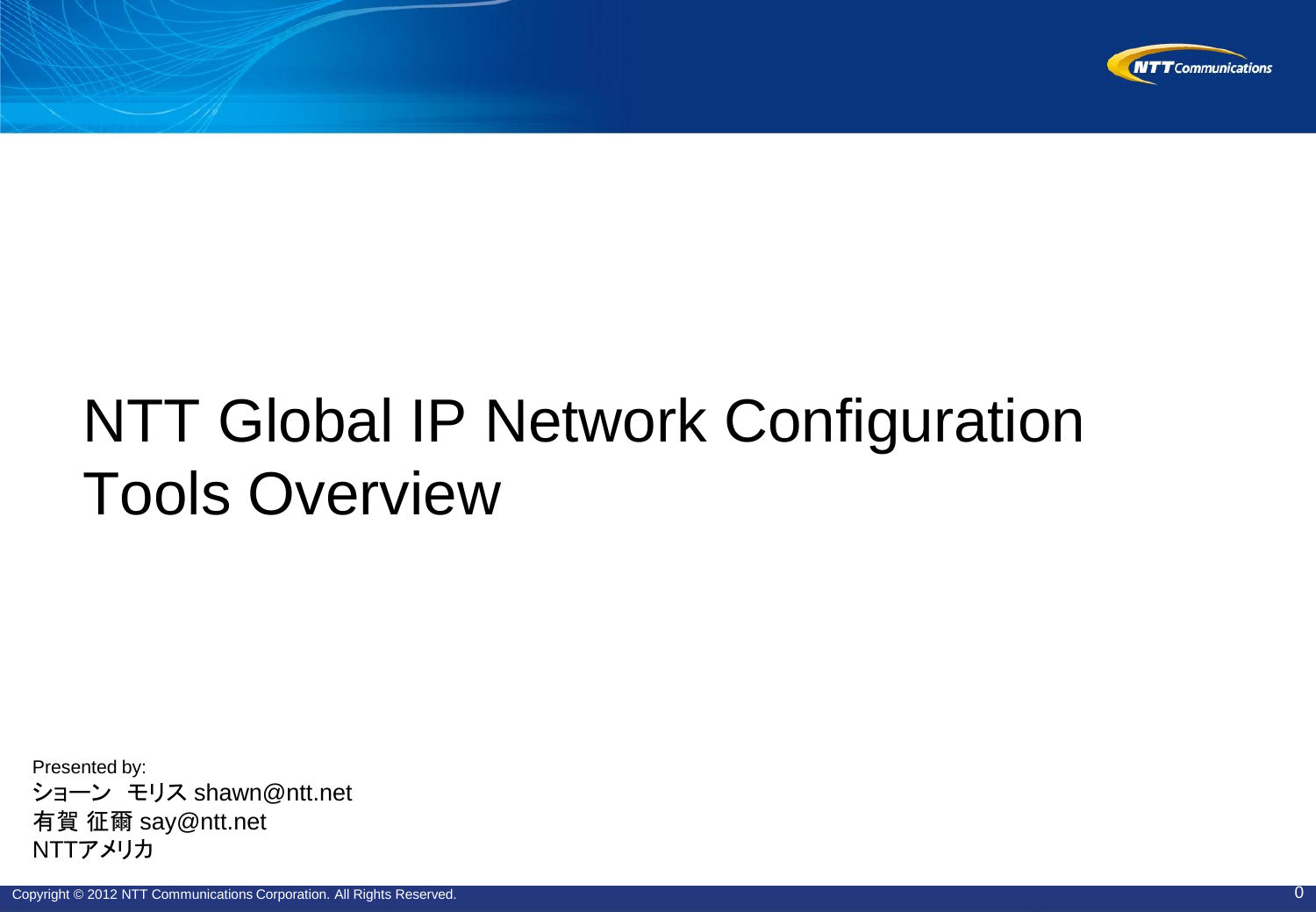# NTT Global IP Network Configuration Tools Overview

Presented by:
ショーン　モリス shawn@ntt.net
有賀 征爾 say@ntt.net
NTTアメリカ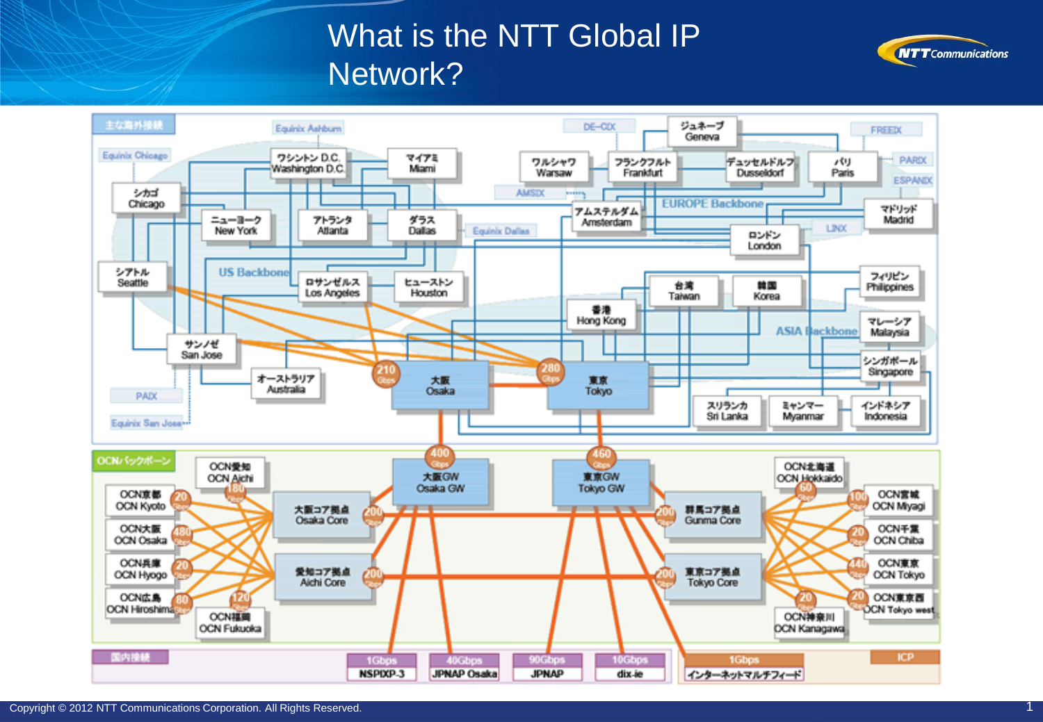# What is the NTT Global IP Network?

主な海外接続

Equinix Ashburn　DE-CIX　FREEIX　PARIX　ESPANIX　Equinix Chicago　AMSIX　LINX　Equinix Dallas　PAIX　Equinix San Jose

ワシントン D.C. Washington D.C.　マイアミ Miami　ワルシャワ Warsaw　フランクフルト Frankfurt　ジュネーブ Geneva　デュッセルドルフ Dusseldorf　パリ Paris　シカゴ Chicago　ニューヨーク New York　アトランタ Atlanta　ダラス Dallas　アムステルダム Amsterdam　EUROPE Backbone　マドリッド Madrid　ロンドン London　シアトル Seattle　US Backbone　ロサンゼルス Los Angeles　ヒューストン Houston　台湾 Taiwan　韓国 Korea　フィリピン Philippines　香港 Hong Kong　ASIA Backbone　マレーシア Malaysia　サンノゼ San Jose　シンガポール Singapore　オーストラリア Australia　大阪 Osaka (210 Gbps)　東京 Tokyo (280 Gbps)　スリランカ Sri Lanka　ミャンマー Myanmar　インドネシア Indonesia

OCNバックボーン

大阪GW Osaka GW (400 Gbps)　東京GW Tokyo GW (460 Gbps)

OCN京都 OCN Kyoto (20 Gbps)　OCN大阪 OCN Osaka (480 Gbps)　OCN兵庫 OCN Hyogo (20 Gbps)　OCN広島 OCN Hiroshima (80 Gbps)　OCN愛知 OCN Aichi (180 Gbps)　OCN福岡 OCN Fukuoka (120 Gbps)

大阪コア拠点 Osaka Core (200 Gbps)　愛知コア拠点 Aichi Core (200 Gbps)　群馬コア拠点 Gunma Core (200 Gbps)　東京コア拠点 Tokyo Core (200 Gbps)

OCN北海道 OCN Hokkaido (60 Gbps)　OCN宮城 OCN Miyagi (100 Gbps)　OCN千葉 OCN Chiba (20 Gbps)　OCN東京 OCN Tokyo (440 Gbps)　OCN東京西 OCN Tokyo west (20 Gbps)　OCN神奈川 OCN Kanagawa (20 Gbps)

国内接続

| 1Gbps | 40Gbps | 90Gbps | 10Gbps | 1Gbps | ICP |
|---|---|---|---|---|---|
| NSPIXP-3 | JPNAP Osaka | JPNAP | dix-ie | インターネットマルチフィード | |

Copyright © 2012 NTT Communications Corporation. All Rights Reserved.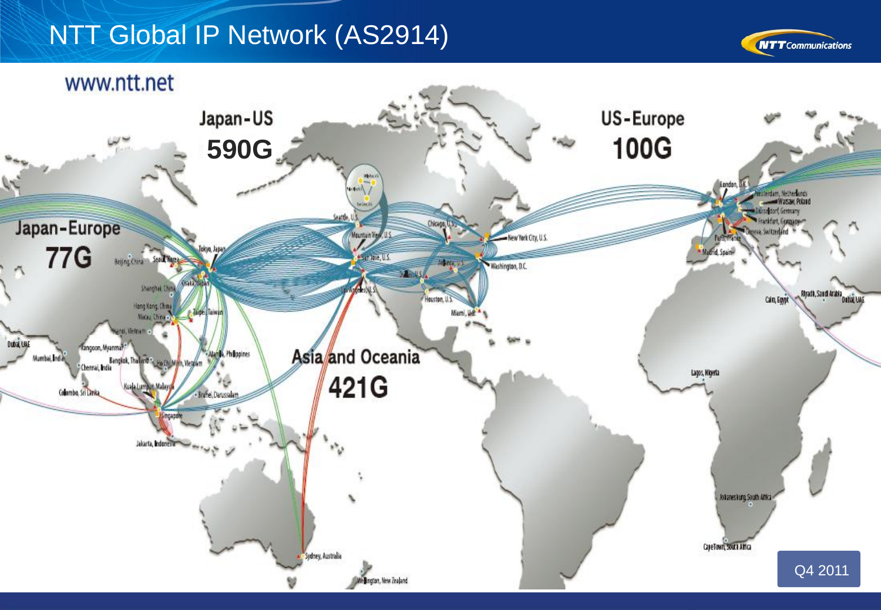# NTT Global IP Network (AS2914)

www.ntt.net

Japan-US **590G**

US-Europe **100G**

Japan-Europe **77G**

Asia and Oceania **421G**

Q4 2011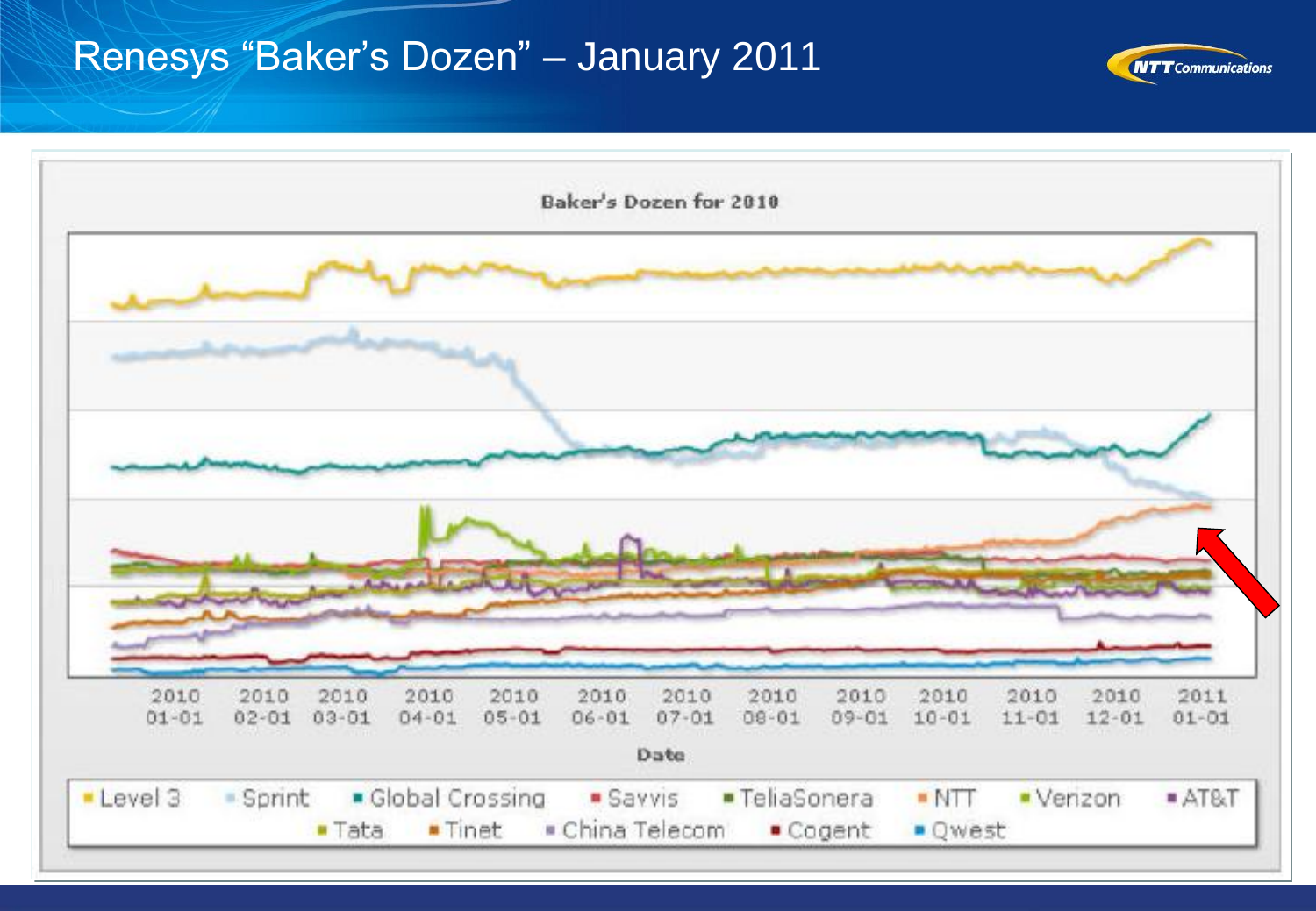# Renesys "Baker's Dozen" – January 2011

Baker's Dozen for 2010

2010 01-01 | 2010 02-01 | 2010 03-01 | 2010 04-01 | 2010 05-01 | 2010 06-01 | 2010 07-01 | 2010 08-01 | 2010 09-01 | 2010 10-01 | 2010 11-01 | 2010 12-01 | 2011 01-01

Date

Level 3, Sprint, Global Crossing, Savvis, TeliaSonera, NTT, Verizon, AT&T, Tata, Tinet, China Telecom, Cogent, Qwest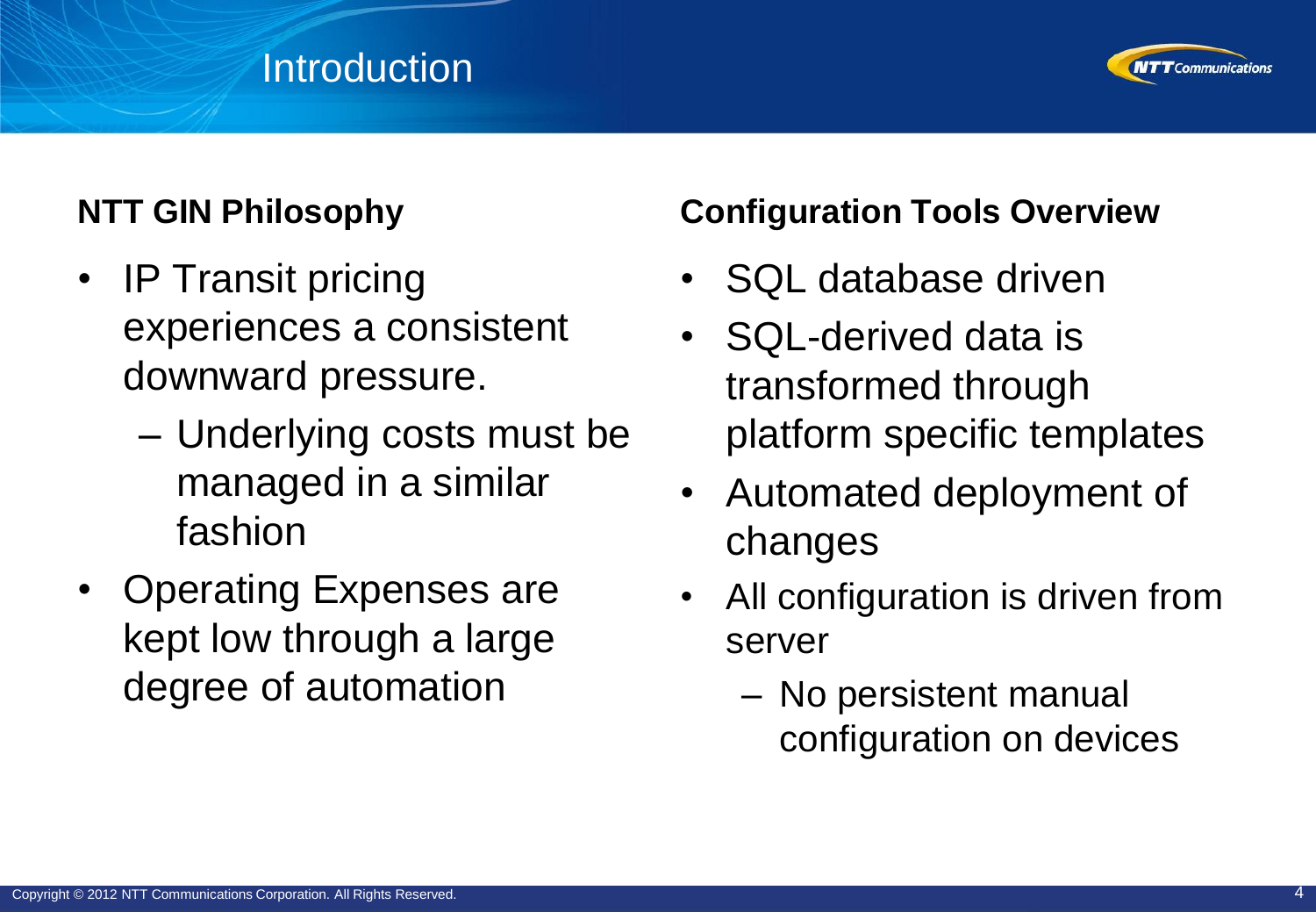# Introduction

## NTT GIN Philosophy

- IP Transit pricing experiences a consistent downward pressure.
  - Underlying costs must be managed in a similar fashion
- Operating Expenses are kept low through a large degree of automation

## Configuration Tools Overview

- SQL database driven
- SQL-derived data is transformed through platform specific templates
- Automated deployment of changes
- All configuration is driven from server
  - No persistent manual configuration on devices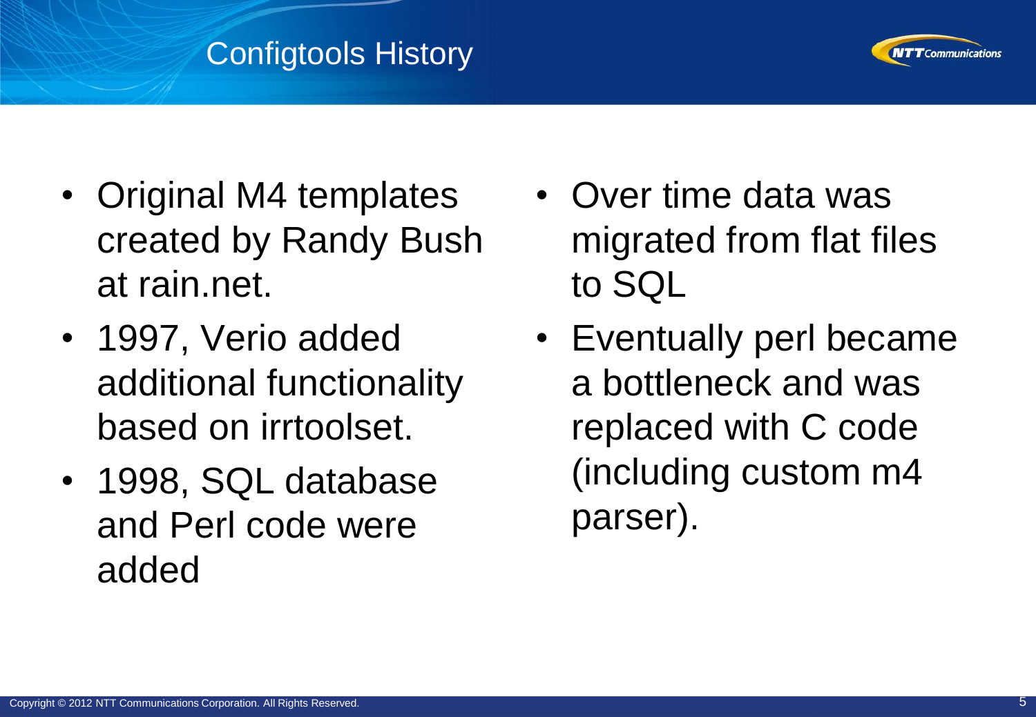# Configtools History

- Original M4 templates created by Randy Bush at rain.net.
- 1997, Verio added additional functionality based on irrtoolset.
- 1998, SQL database and Perl code were added
- Over time data was migrated from flat files to SQL
- Eventually perl became a bottleneck and was replaced with C code (including custom m4 parser).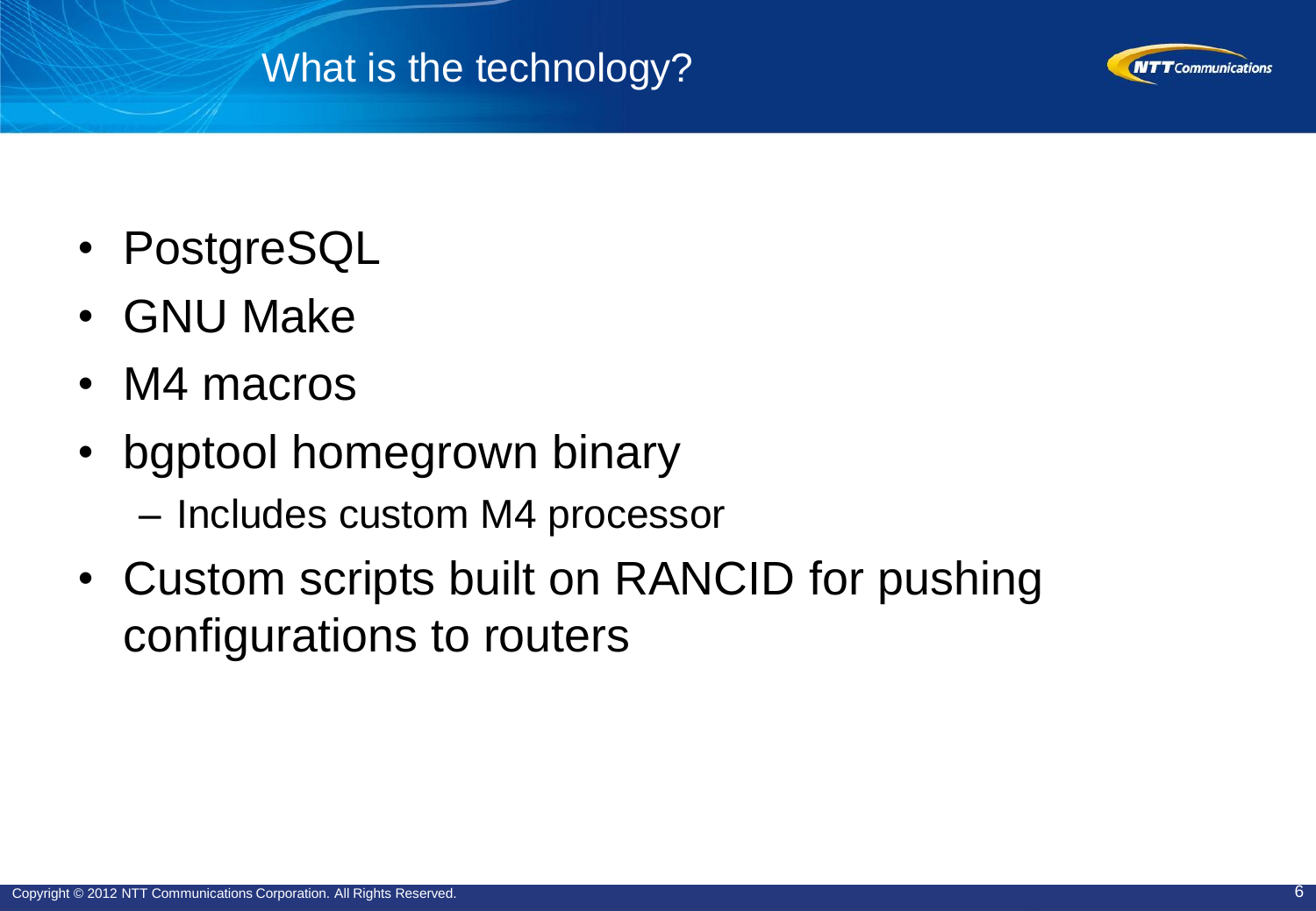# What is the technology?

- PostgreSQL
- GNU Make
- M4 macros
- bgptool homegrown binary
  - Includes custom M4 processor
- Custom scripts built on RANCID for pushing configurations to routers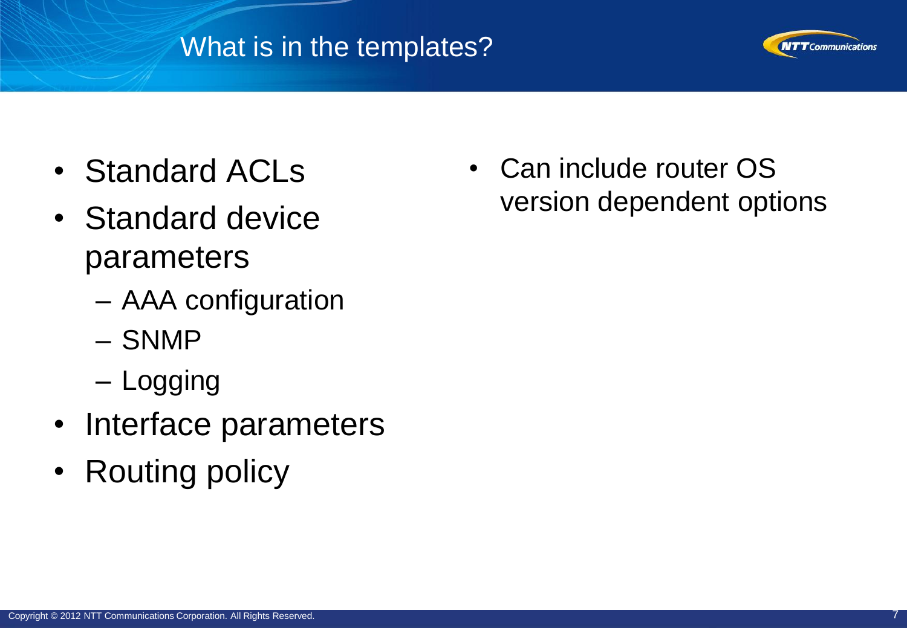# What is in the templates?

- Standard ACLs
- Standard device parameters
  - AAA configuration
  - SNMP
  - Logging
- Interface parameters
- Routing policy

- Can include router OS version dependent options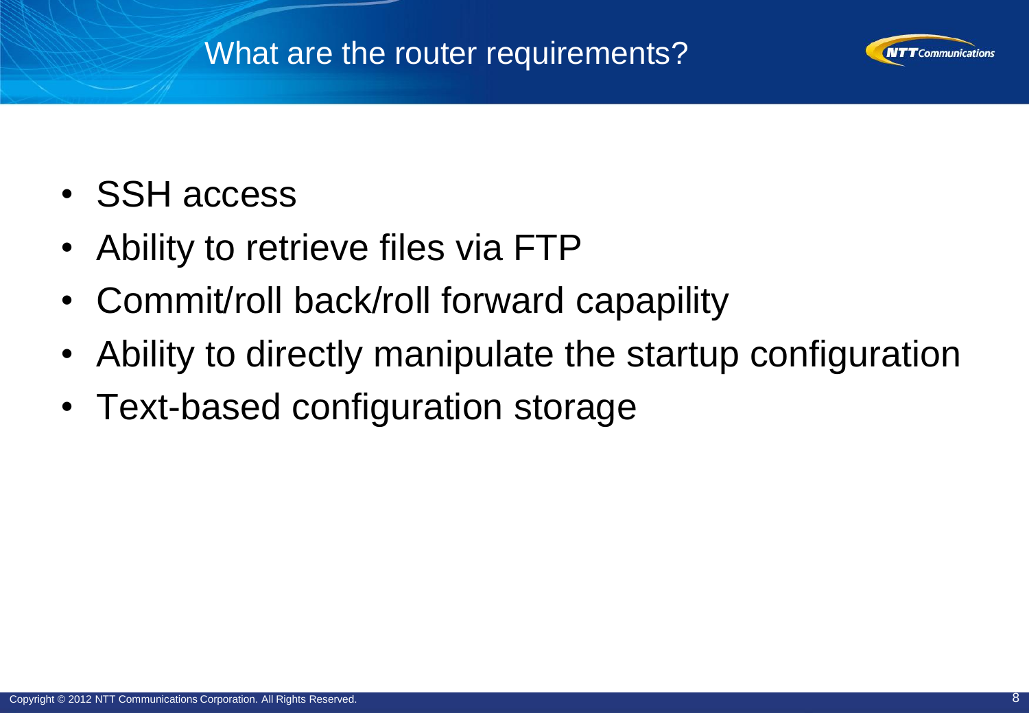# What are the router requirements?

- SSH access
- Ability to retrieve files via FTP
- Commit/roll back/roll forward capapility
- Ability to directly manipulate the startup configuration
- Text-based configuration storage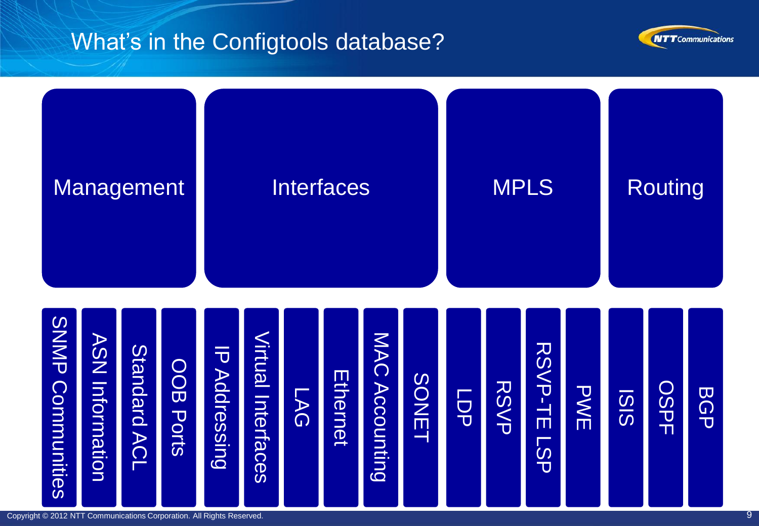# What's in the Configtools database?

- **Management**
  - SNMP Communities
  - ASN Information
  - Standard ACL
  - OOB Ports
- **Interfaces**
  - IP Addressing
  - Virtual Interfaces
  - LAG
  - Ethernet
  - MAC Accounting
  - SONET
- **MPLS**
  - LDP
  - RSVP
  - RSVP-TE LSP
  - PWE
- **Routing**
  - ISIS
  - OSPF
  - BGP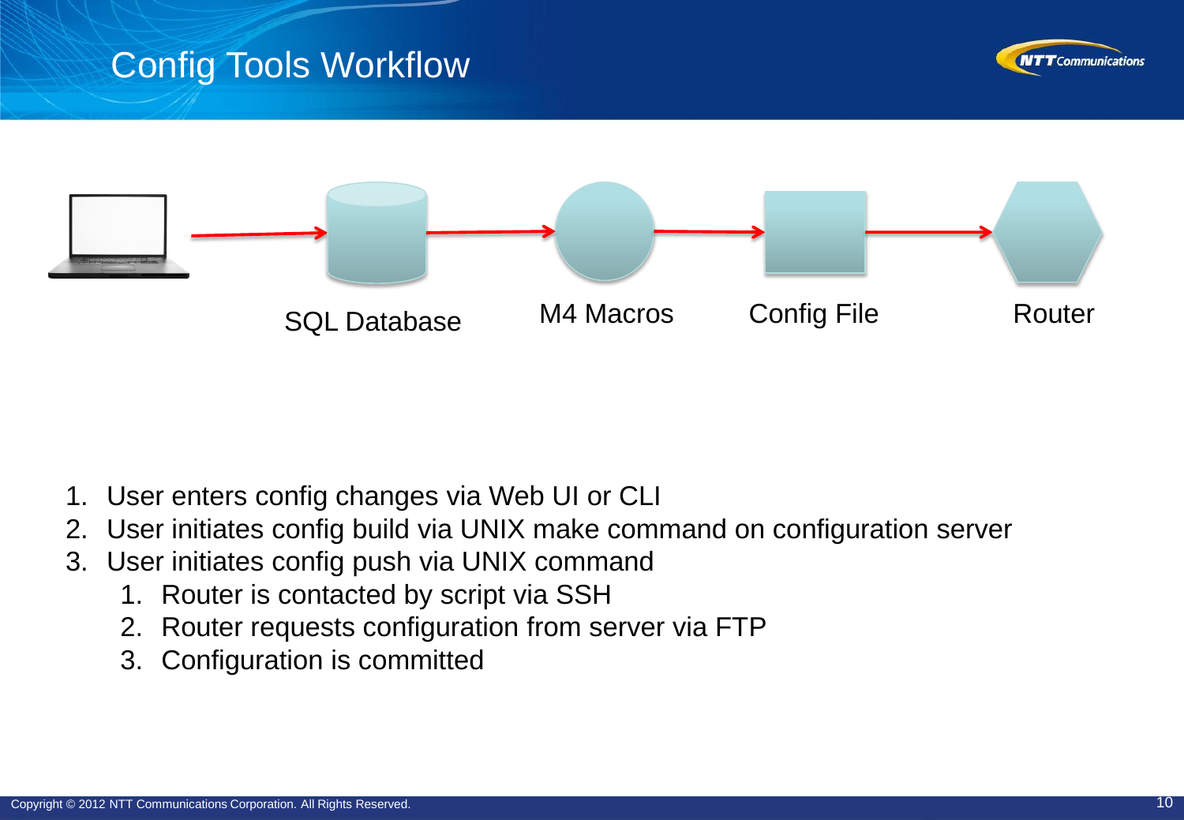# Config Tools Workflow

SQL Database → M4 Macros → Config File → Router

1. User enters config changes via Web UI or CLI
2. User initiates config build via UNIX make command on configuration server
3. User initiates config push via UNIX command
    1. Router is contacted by script via SSH
    2. Router requests configuration from server via FTP
    3. Configuration is committed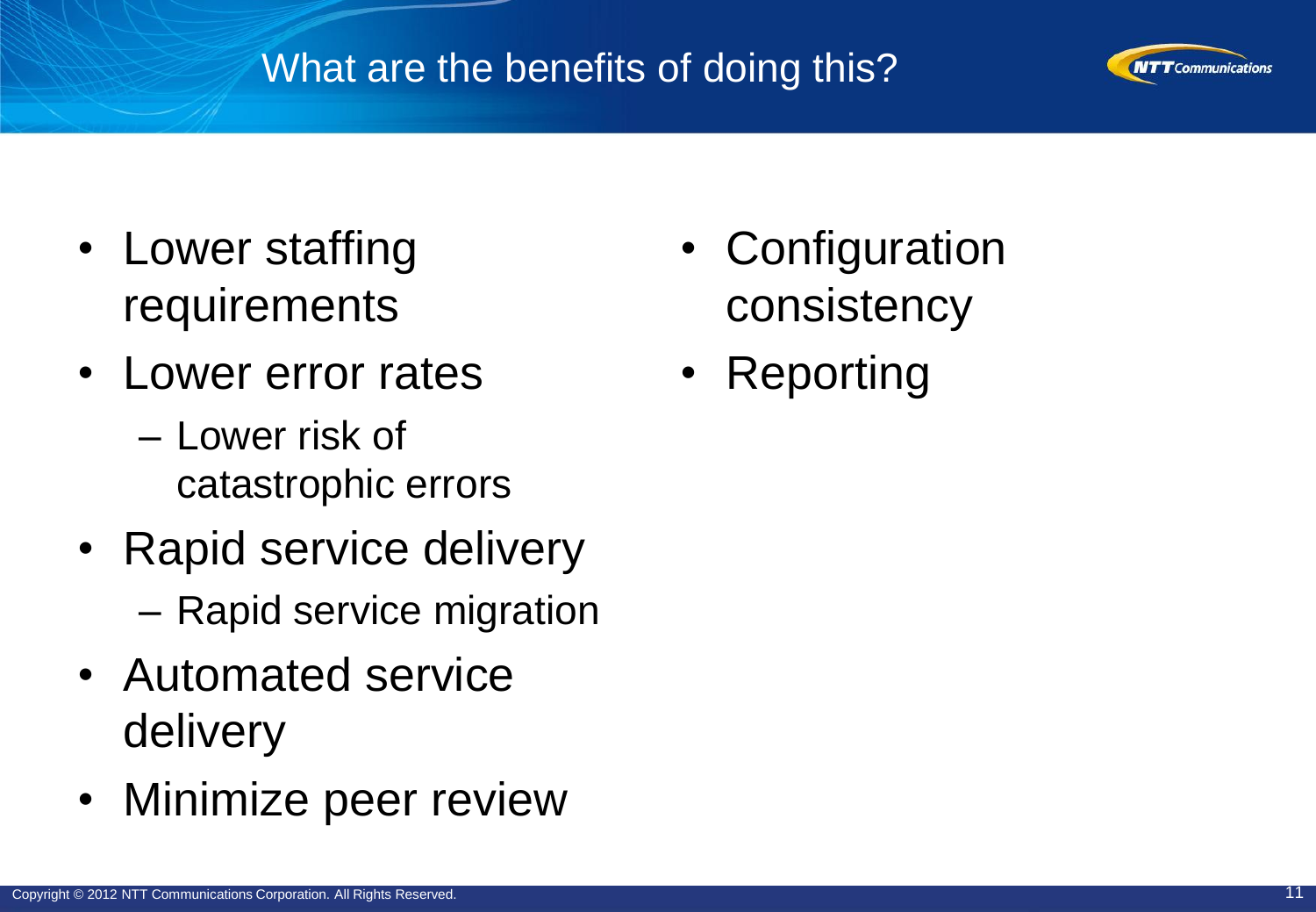# What are the benefits of doing this?

- Lower staffing requirements
- Lower error rates
  - Lower risk of catastrophic errors
- Rapid service delivery
  - Rapid service migration
- Automated service delivery
- Minimize peer review
- Configuration consistency
- Reporting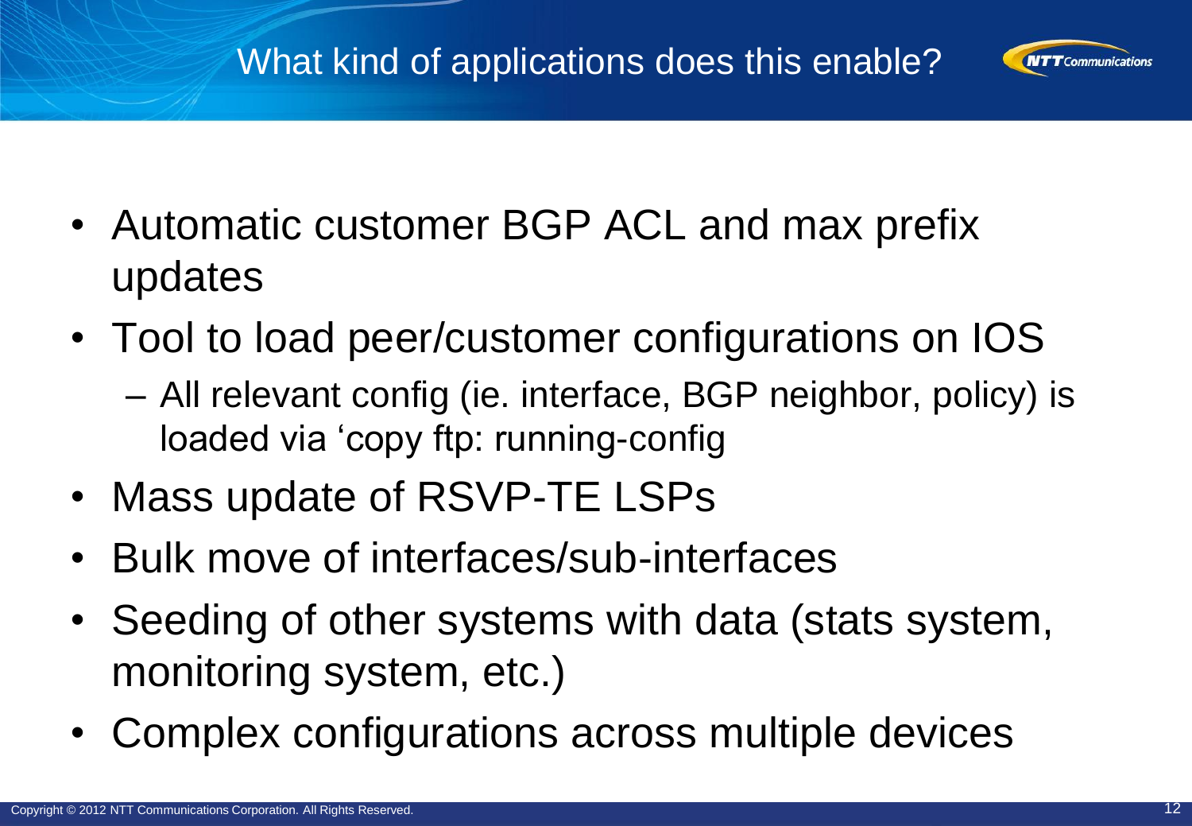# What kind of applications does this enable?

- Automatic customer BGP ACL and max prefix updates
- Tool to load peer/customer configurations on IOS
  - All relevant config (ie. interface, BGP neighbor, policy) is loaded via ‘copy ftp: running-config
- Mass update of RSVP-TE LSPs
- Bulk move of interfaces/sub-interfaces
- Seeding of other systems with data (stats system, monitoring system, etc.)
- Complex configurations across multiple devices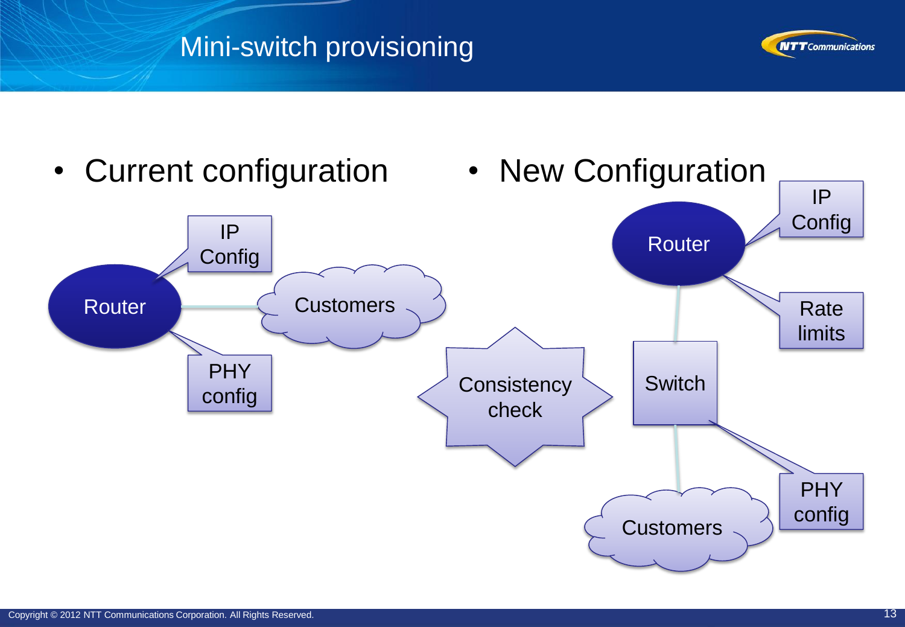# Mini-switch provisioning

- Current configuration

Router — IP Config; PHY config; Customers

- New Configuration

Router — IP Config; Rate limits

Switch — PHY config

Customers

Consistency check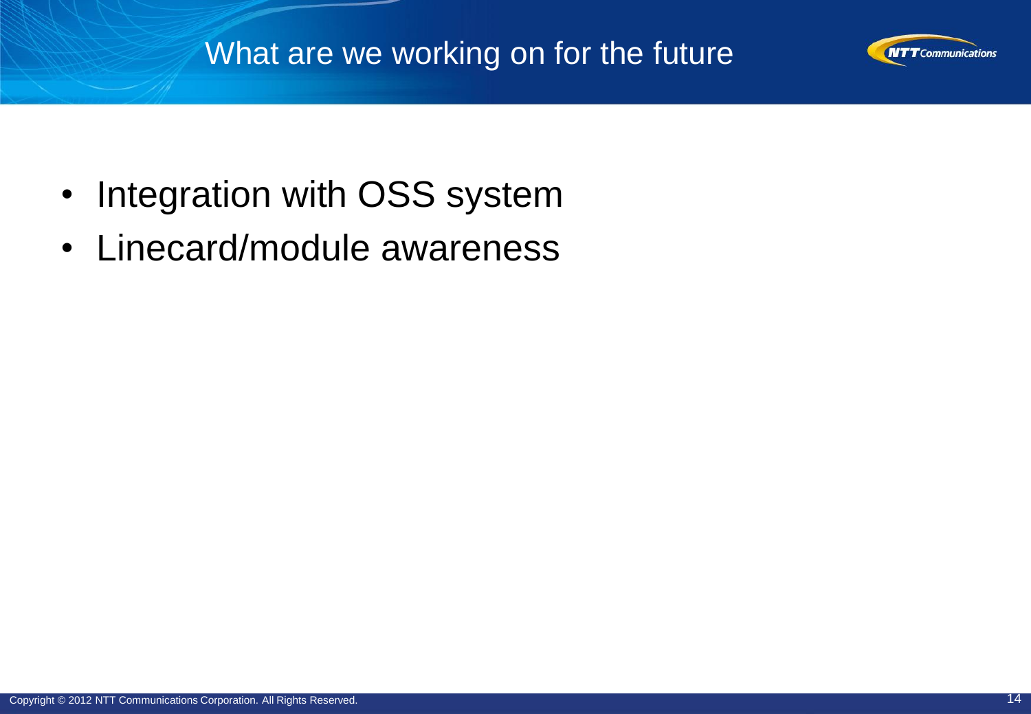# What are we working on for the future

- Integration with OSS system
- Linecard/module awareness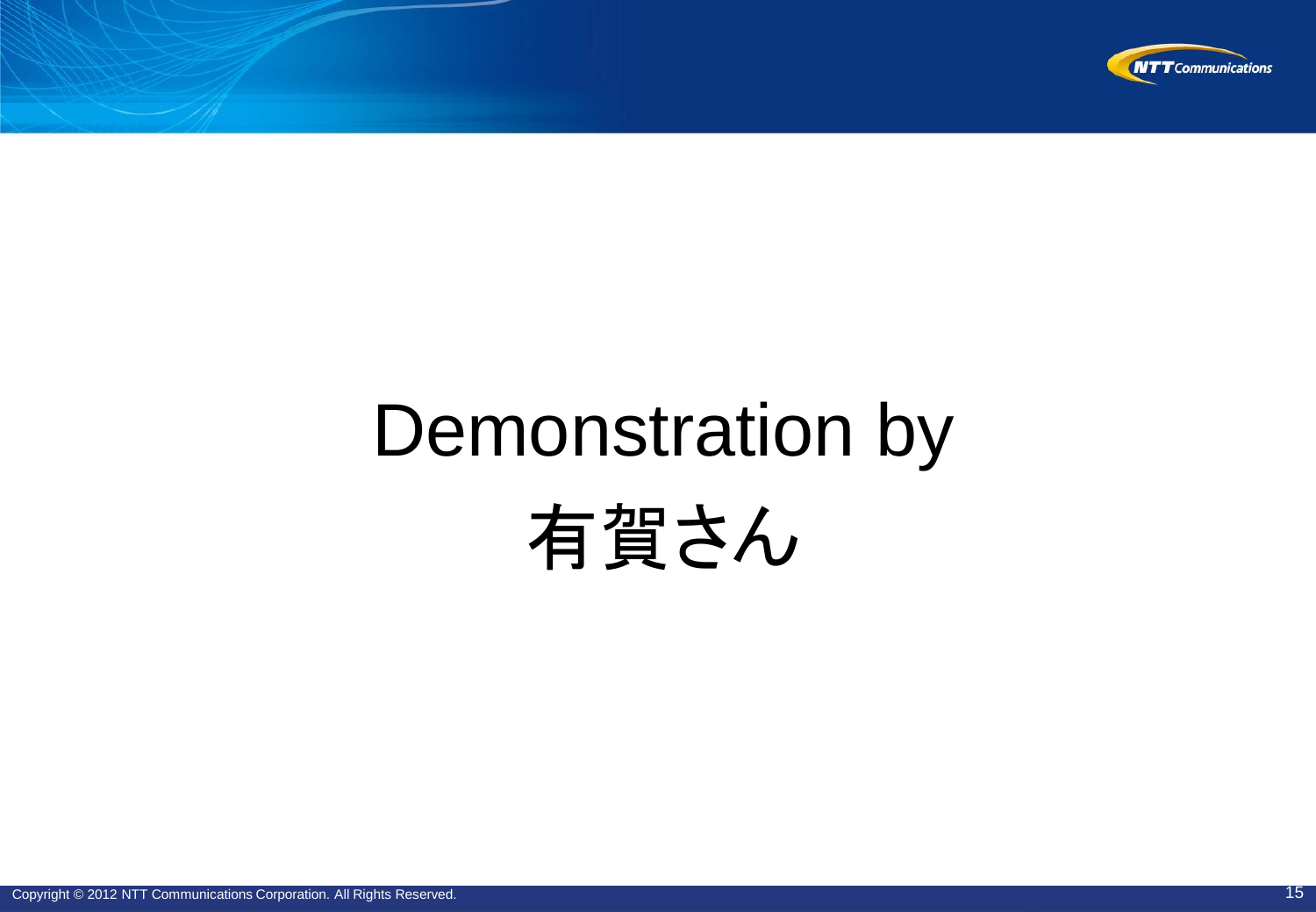Demonstration by

有賀さん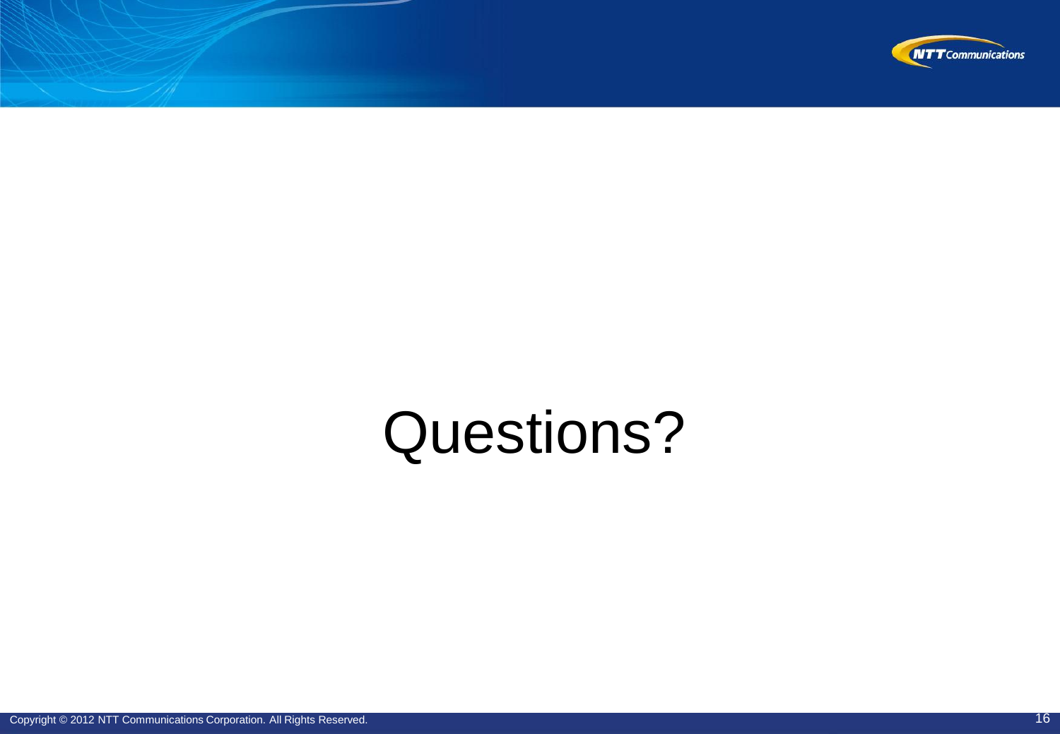# Questions?